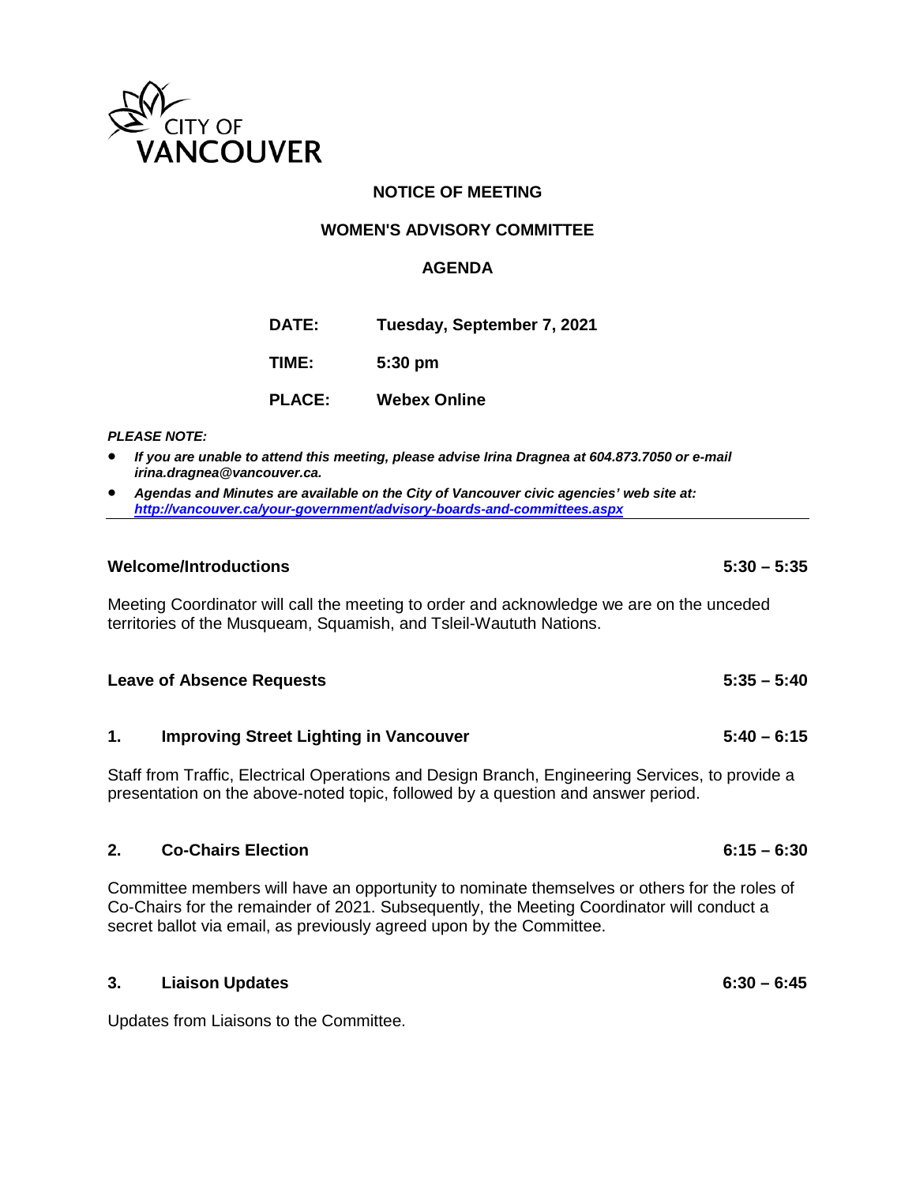CITY OF VANCOUVER

# NOTICE OF MEETING

## WOMEN'S ADVISORY COMMITTEE

## AGENDA

**DATE:** **Tuesday, September 7, 2021**

**TIME:** **5:30 pm**

**PLACE:** **Webex Online**

***PLEASE NOTE:***

- ***If you are unable to attend this meeting, please advise Irina Dragnea at 604.873.7050 or e-mail irina.dragnea@vancouver.ca.***
- ***Agendas and Minutes are available on the City of Vancouver civic agencies' web site at: http://vancouver.ca/your-government/advisory-boards-and-committees.aspx***

---

### Welcome/Introductions 5:30 – 5:35

Meeting Coordinator will call the meeting to order and acknowledge we are on the unceded territories of the Musqueam, Squamish, and Tsleil-Waututh Nations.

### Leave of Absence Requests 5:35 – 5:40

### 1. Improving Street Lighting in Vancouver 5:40 – 6:15

Staff from Traffic, Electrical Operations and Design Branch, Engineering Services, to provide a presentation on the above-noted topic, followed by a question and answer period.

### 2. Co-Chairs Election 6:15 – 6:30

Committee members will have an opportunity to nominate themselves or others for the roles of Co-Chairs for the remainder of 2021. Subsequently, the Meeting Coordinator will conduct a secret ballot via email, as previously agreed upon by the Committee.

### 3. Liaison Updates 6:30 – 6:45

Updates from Liaisons to the Committee.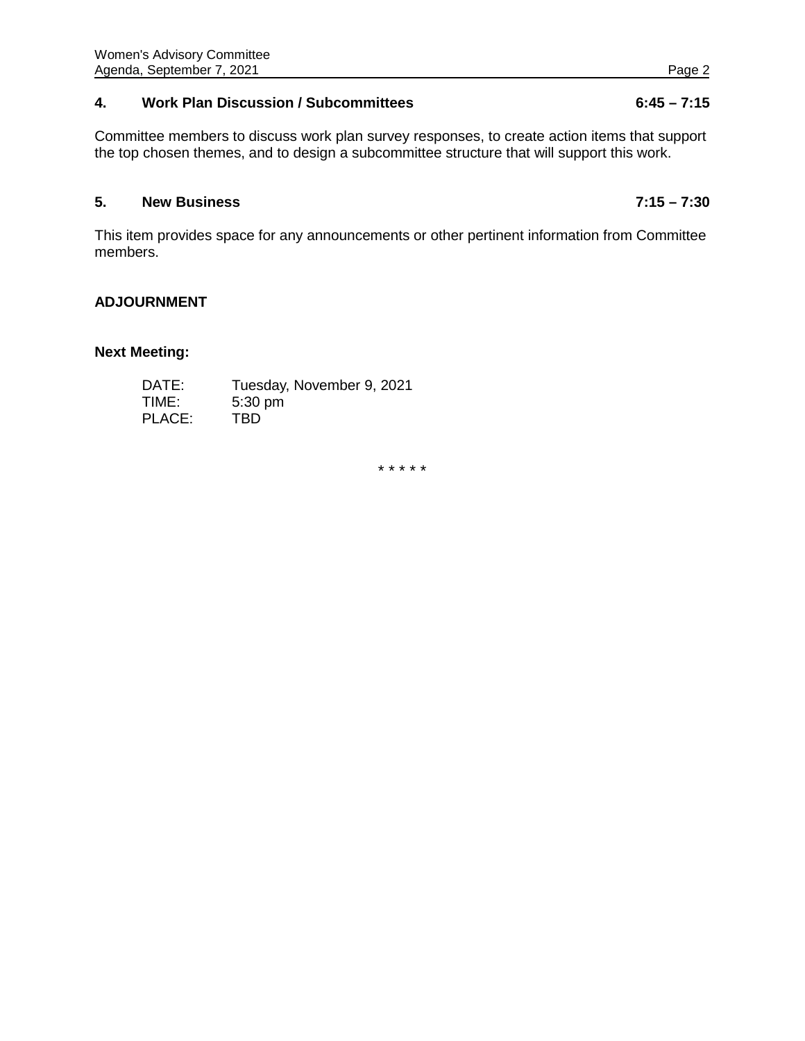**4. Work Plan Discussion / Subcommittees** **6:45 – 7:15**

Committee members to discuss work plan survey responses, to create action items that support the top chosen themes, and to design a subcommittee structure that will support this work.

**5. New Business** **7:15 – 7:30**

This item provides space for any announcements or other pertinent information from Committee members.

**ADJOURNMENT**

**Next Meeting:**

DATE: Tuesday, November 9, 2021
TIME: 5:30 pm
PLACE: TBD

* * * * *